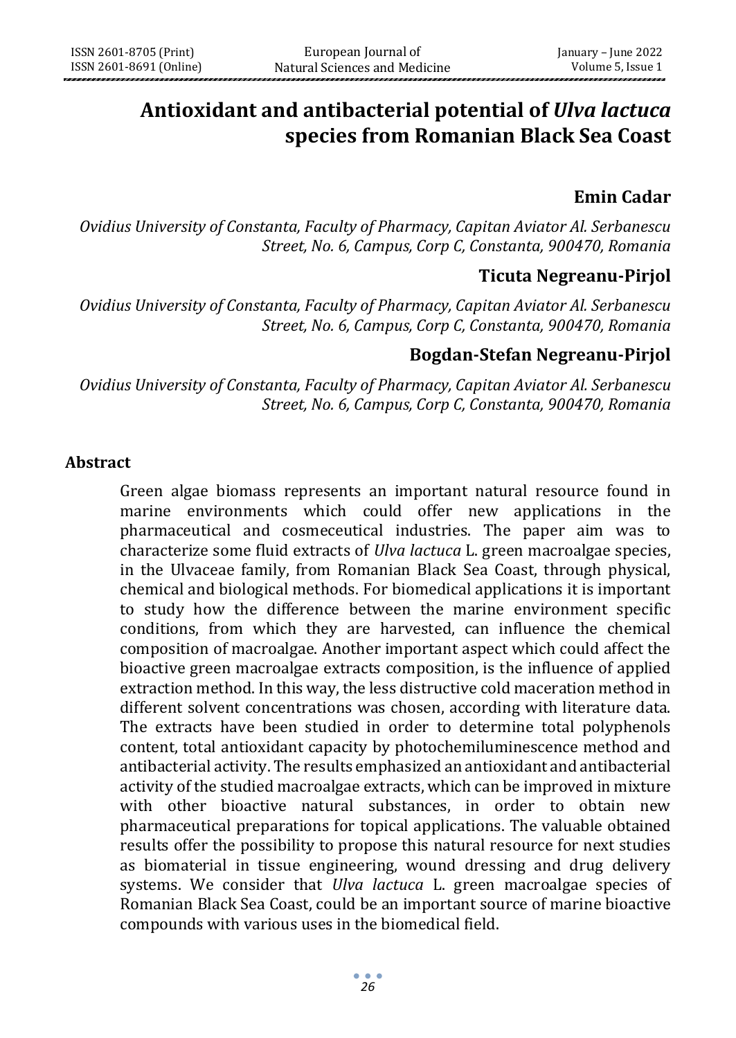# Antioxidant and antibacterial potential of *Ulva lactuca* species from Romanian Black Sea Coast

**Emin Cadar**

*Ovidius University of Constanta, Faculty of Pharmacy, Capitan Aviator Al. Serbanescu Street, No. 6, Campus, Corp C, Constanta, 900470, Romania*

**Ticuta Negreanu-Pirjol**

*Ovidius University of Constanta, Faculty of Pharmacy, Capitan Aviator Al. Serbanescu Street, No. 6, Campus, Corp C, Constanta, 900470, Romania*

**Bogdan-Stefan Negreanu-Pirjol**

*Ovidius University of Constanta, Faculty of Pharmacy, Capitan Aviator Al. Serbanescu Street, No. 6, Campus, Corp C, Constanta, 900470, Romania*

## Abstract

Green algae biomass represents an important natural resource found in marine environments which could offer new applications in the pharmaceutical and cosmeceutical industries. The paper aim was to characterize some fluid extracts of *Ulva lactuca* L. green macroalgae species, in the Ulvaceae family, from Romanian Black Sea Coast, through physical, chemical and biological methods. For biomedical applications it is important to study how the difference between the marine environment specific conditions, from which they are harvested, can influence the chemical composition of macroalgae. Another important aspect which could affect the bioactive green macroalgae extracts composition, is the influence of applied extraction method. In this way, the less distructive cold maceration method in different solvent concentrations was chosen, according with literature data. The extracts have been studied in order to determine total polyphenols content, total antioxidant capacity by photochemiluminescence method and antibacterial activity. The results emphasized an antioxidant and antibacterial activity of the studied macroalgae extracts, which can be improved in mixture with other bioactive natural substances, in order to obtain new pharmaceutical preparations for topical applications. The valuable obtained results offer the possibility to propose this natural resource for next studies as biomaterial in tissue engineering, wound dressing and drug delivery systems. We consider that *Ulva lactuca* L. green macroalgae species of Romanian Black Sea Coast, could be an important source of marine bioactive compounds with various uses in the biomedical field.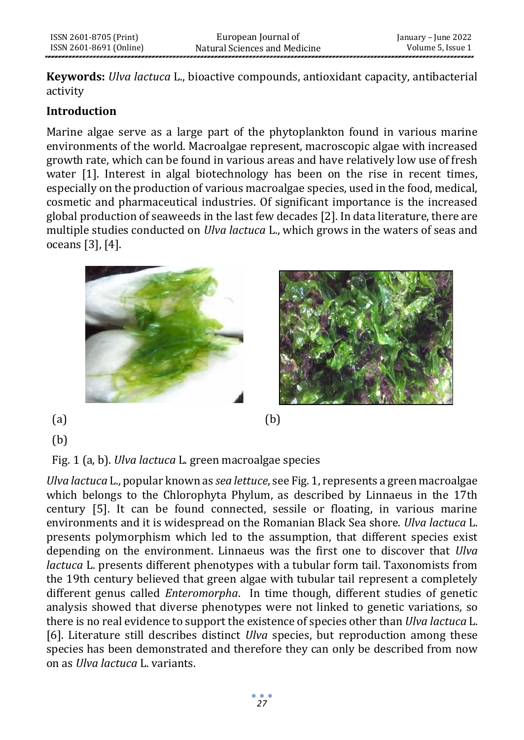**Keywords:** *Ulva lactuca* L., bioactive compounds, antioxidant capacity, antibacterial activity

## Introduction

Marine algae serve as a large part of the phytoplankton found in various marine environments of the world. Macroalgae represent, macroscopic algae with increased growth rate, which can be found in various areas and have relatively low use of fresh water [1]. Interest in algal biotechnology has been on the rise in recent times, especially on the production of various macroalgae species, used in the food, medical, cosmetic and pharmaceutical industries. Of significant importance is the increased global production of seaweeds in the last few decades [2]. In data literature, there are multiple studies conducted on *Ulva lactuca* L., which grows in the waters of seas and oceans [3], [4].

(a) (b)

(b)

Fig. 1 (a, b). *Ulva lactuca* L. green macroalgae species

*Ulva lactuca* L., popular known as *sea lettuce*, see Fig. 1, represents a green macroalgae which belongs to the Chlorophyta Phylum, as described by Linnaeus in the 17th century [5]. It can be found connected, sessile or floating, in various marine environments and it is widespread on the Romanian Black Sea shore. *Ulva lactuca* L. presents polymorphism which led to the assumption, that different species exist depending on the environment. Linnaeus was the first one to discover that *Ulva lactuca* L. presents different phenotypes with a tubular form tail. Taxonomists from the 19th century believed that green algae with tubular tail represent a completely different genus called *Enteromorpha*. In time though, different studies of genetic analysis showed that diverse phenotypes were not linked to genetic variations, so there is no real evidence to support the existence of species other than *Ulva lactuca* L. [6]. Literature still describes distinct *Ulva* species, but reproduction among these species has been demonstrated and therefore they can only be described from now on as *Ulva lactuca* L. variants.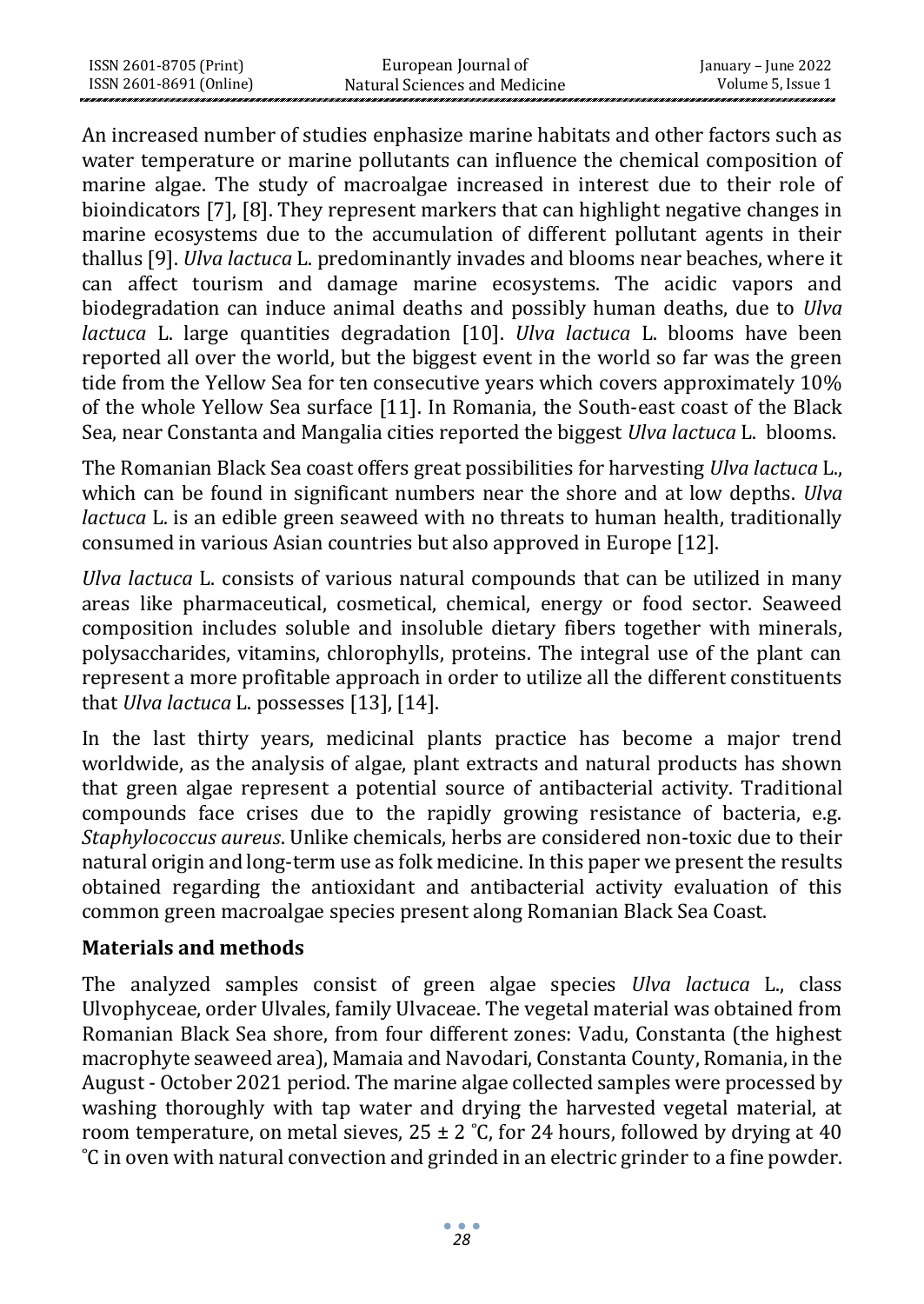An increased number of studies enphasize marine habitats and other factors such as water temperature or marine pollutants can influence the chemical composition of marine algae. The study of macroalgae increased in interest due to their role of bioindicators [7], [8]. They represent markers that can highlight negative changes in marine ecosystems due to the accumulation of different pollutant agents in their thallus [9]. *Ulva lactuca* L. predominantly invades and blooms near beaches, where it can affect tourism and damage marine ecosystems. The acidic vapors and biodegradation can induce animal deaths and possibly human deaths, due to *Ulva lactuca* L. large quantities degradation [10]. *Ulva lactuca* L. blooms have been reported all over the world, but the biggest event in the world so far was the green tide from the Yellow Sea for ten consecutive years which covers approximately 10% of the whole Yellow Sea surface [11]. In Romania, the South-east coast of the Black Sea, near Constanta and Mangalia cities reported the biggest *Ulva lactuca* L. blooms.

The Romanian Black Sea coast offers great possibilities for harvesting *Ulva lactuca* L., which can be found in significant numbers near the shore and at low depths. *Ulva lactuca* L. is an edible green seaweed with no threats to human health, traditionally consumed in various Asian countries but also approved in Europe [12].

*Ulva lactuca* L. consists of various natural compounds that can be utilized in many areas like pharmaceutical, cosmetical, chemical, energy or food sector. Seaweed composition includes soluble and insoluble dietary fibers together with minerals, polysaccharides, vitamins, chlorophylls, proteins. The integral use of the plant can represent a more profitable approach in order to utilize all the different constituents that *Ulva lactuca* L. possesses [13], [14].

In the last thirty years, medicinal plants practice has become a major trend worldwide, as the analysis of algae, plant extracts and natural products has shown that green algae represent a potential source of antibacterial activity. Traditional compounds face crises due to the rapidly growing resistance of bacteria, e.g. *Staphylococcus aureus*. Unlike chemicals, herbs are considered non-toxic due to their natural origin and long-term use as folk medicine. In this paper we present the results obtained regarding the antioxidant and antibacterial activity evaluation of this common green macroalgae species present along Romanian Black Sea Coast.

## Materials and methods

The analyzed samples consist of green algae species *Ulva lactuca* L., class Ulvophyceae, order Ulvales, family Ulvaceae. The vegetal material was obtained from Romanian Black Sea shore, from four different zones: Vadu, Constanta (the highest macrophyte seaweed area), Mamaia and Navodari, Constanta County, Romania, in the August - October 2021 period. The marine algae collected samples were processed by washing thoroughly with tap water and drying the harvested vegetal material, at room temperature, on metal sieves, 25 ± 2 ˚C, for 24 hours, followed by drying at 40 ˚C in oven with natural convection and grinded in an electric grinder to a fine powder.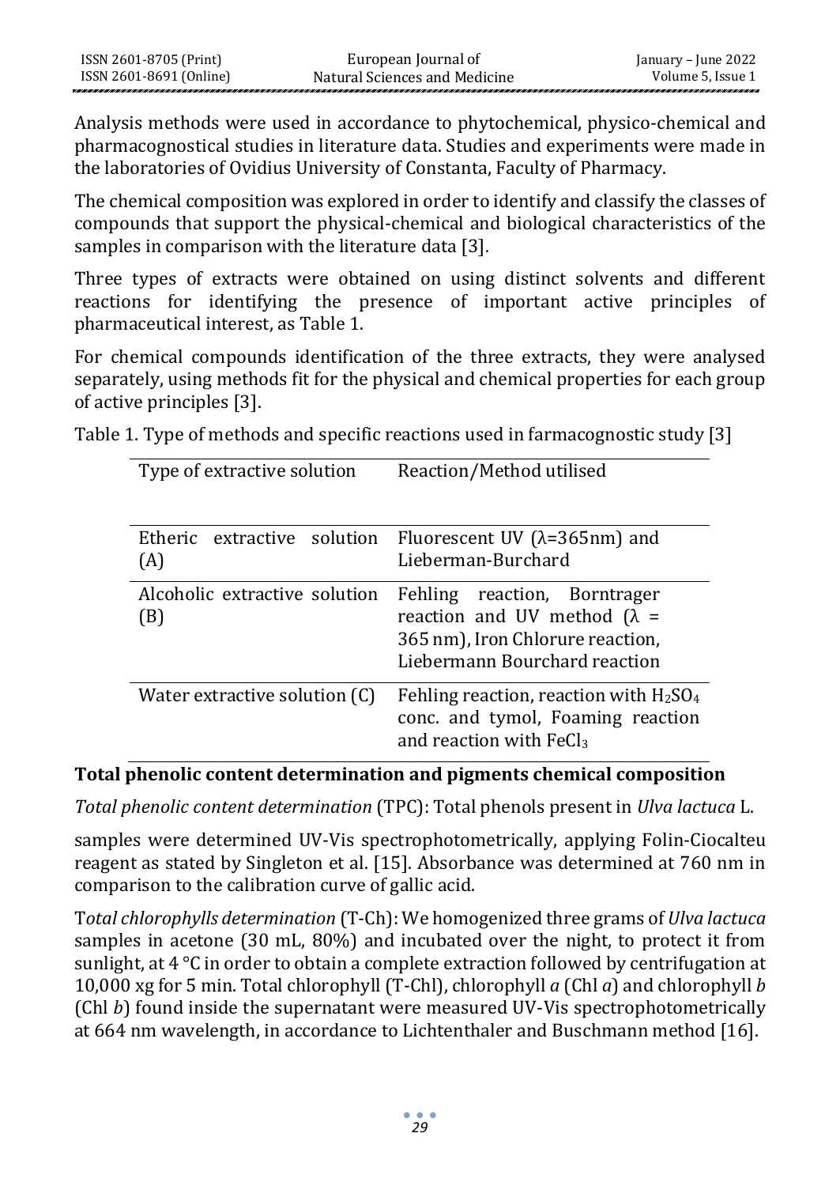Analysis methods were used in accordance to phytochemical, physico-chemical and pharmacognostical studies in literature data. Studies and experiments were made in the laboratories of Ovidius University of Constanta, Faculty of Pharmacy.

The chemical composition was explored in order to identify and classify the classes of compounds that support the physical-chemical and biological characteristics of the samples in comparison with the literature data [3].

Three types of extracts were obtained on using distinct solvents and different reactions for identifying the presence of important active principles of pharmaceutical interest, as Table 1.

For chemical compounds identification of the three extracts, they were analysed separately, using methods fit for the physical and chemical properties for each group of active principles [3].

Table 1. Type of methods and specific reactions used in farmacognostic study [3]

| Type of extractive solution | Reaction/Method utilised |
|---|---|
| Etheric extractive solution (A) | Fluorescent UV (λ=365nm) and Lieberman-Burchard |
| Alcoholic extractive solution (B) | Fehling reaction, Borntrager reaction and UV method (λ = 365 nm), Iron Chlorure reaction, Liebermann Bourchard reaction |
| Water extractive solution (C) | Fehling reaction, reaction with $H_2SO_4$ conc. and tymol, Foaming reaction and reaction with $FeCl_3$ |

**Total phenolic content determination and pigments chemical composition**

*Total phenolic content determination* (TPC): Total phenols present in *Ulva lactuca* L.

samples were determined UV-Vis spectrophotometrically, applying Folin-Ciocalteu reagent as stated by Singleton et al. [15]. Absorbance was determined at 760 nm in comparison to the calibration curve of gallic acid.

T*otal chlorophylls determination* (T-Ch): We homogenized three grams of *Ulva lactuca* samples in acetone (30 mL, 80%) and incubated over the night, to protect it from sunlight, at 4 °C in order to obtain a complete extraction followed by centrifugation at 10,000 xg for 5 min. Total chlorophyll (T-Chl), chlorophyll *a* (Chl *a*) and chlorophyll *b* (Chl *b*) found inside the supernatant were measured UV-Vis spectrophotometrically at 664 nm wavelength, in accordance to Lichtenthaler and Buschmann method [16].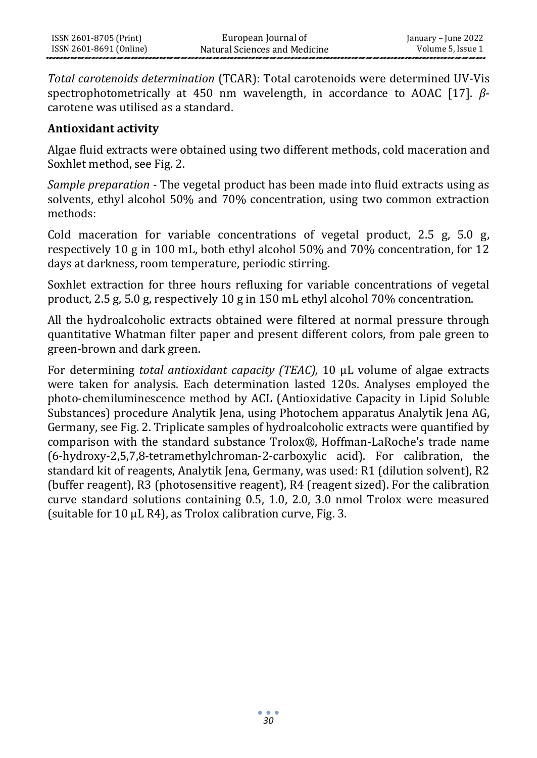*Total carotenoids determination* (TCAR): Total carotenoids were determined UV-Vis spectrophotometrically at 450 nm wavelength, in accordance to AOAC [17]. *β*-carotene was utilised as a standard.

## Antioxidant activity

Algae fluid extracts were obtained using two different methods, cold maceration and Soxhlet method, see Fig. 2.

*Sample preparation* - The vegetal product has been made into fluid extracts using as solvents, ethyl alcohol 50% and 70% concentration, using two common extraction methods:

Cold maceration for variable concentrations of vegetal product, 2.5 g, 5.0 g, respectively 10 g in 100 mL, both ethyl alcohol 50% and 70% concentration, for 12 days at darkness, room temperature, periodic stirring.

Soxhlet extraction for three hours refluxing for variable concentrations of vegetal product, 2.5 g, 5.0 g, respectively 10 g in 150 mL ethyl alcohol 70% concentration.

All the hydroalcoholic extracts obtained were filtered at normal pressure through quantitative Whatman filter paper and present different colors, from pale green to green-brown and dark green.

For determining *total antioxidant capacity (TEAC),* 10 μL volume of algae extracts were taken for analysis. Each determination lasted 120s. Analyses employed the photo-chemiluminescence method by ACL (Antioxidative Capacity in Lipid Soluble Substances) procedure Analytik Jena, using Photochem apparatus Analytik Jena AG, Germany, see Fig. 2. Triplicate samples of hydroalcoholic extracts were quantified by comparison with the standard substance Trolox®, Hoffman-LaRoche's trade name (6-hydroxy-2,5,7,8-tetramethylchroman-2-carboxylic acid). For calibration, the standard kit of reagents, Analytik Jena, Germany, was used: R1 (dilution solvent), R2 (buffer reagent), R3 (photosensitive reagent), R4 (reagent sized). For the calibration curve standard solutions containing 0.5, 1.0, 2.0, 3.0 nmol Trolox were measured (suitable for 10 μL R4), as Trolox calibration curve, Fig. 3.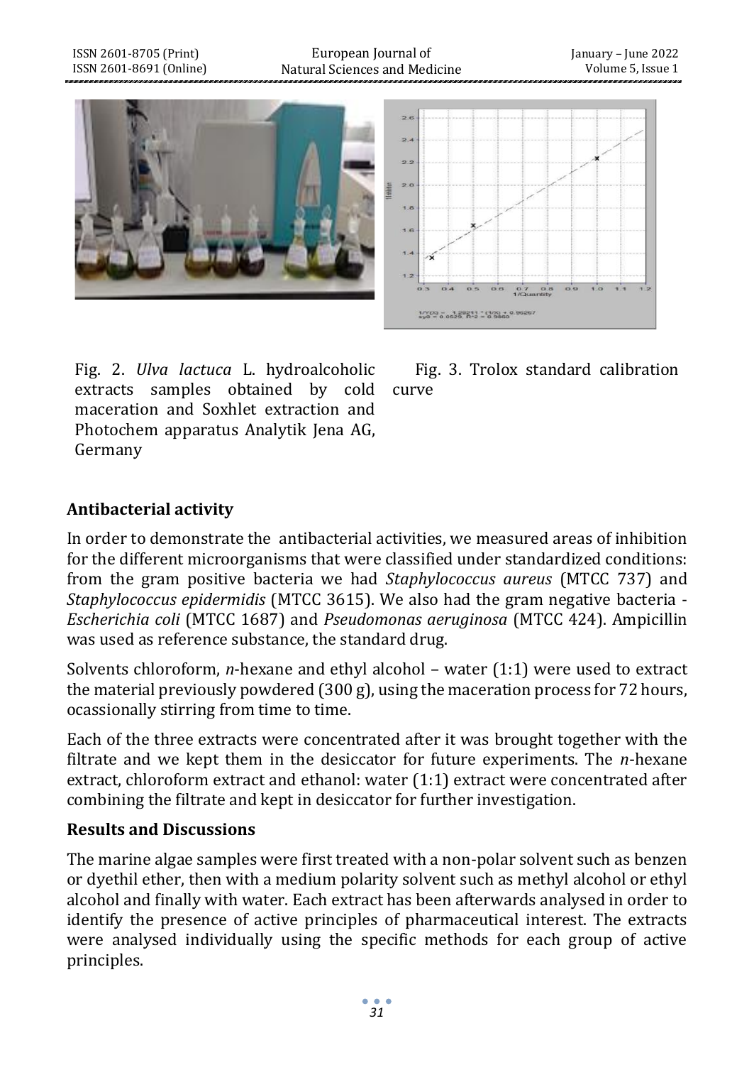Fig. 2. *Ulva lactuca* L. hydroalcoholic extracts samples obtained by cold maceration and Soxhlet extraction and Photochem apparatus Analytik Jena AG, Germany

Fig. 3. Trolox standard calibration curve

## Antibacterial activity

In order to demonstrate the antibacterial activities, we measured areas of inhibition for the different microorganisms that were classified under standardized conditions: from the gram positive bacteria we had *Staphylococcus aureus* (MTCC 737) and *Staphylococcus epidermidis* (MTCC 3615). We also had the gram negative bacteria - *Escherichia coli* (MTCC 1687) and *Pseudomonas aeruginosa* (MTCC 424). Ampicillin was used as reference substance, the standard drug.

Solvents chloroform, *n*-hexane and ethyl alcohol – water (1:1) were used to extract the material previously powdered (300 g), using the maceration process for 72 hours, ocassionally stirring from time to time.

Each of the three extracts were concentrated after it was brought together with the filtrate and we kept them in the desiccator for future experiments. The *n*-hexane extract, chloroform extract and ethanol: water (1:1) extract were concentrated after combining the filtrate and kept in desiccator for further investigation.

## Results and Discussions

The marine algae samples were first treated with a non-polar solvent such as benzen or dyethil ether, then with a medium polarity solvent such as methyl alcohol or ethyl alcohol and finally with water. Each extract has been afterwards analysed in order to identify the presence of active principles of pharmaceutical interest. The extracts were analysed individually using the specific methods for each group of active principles.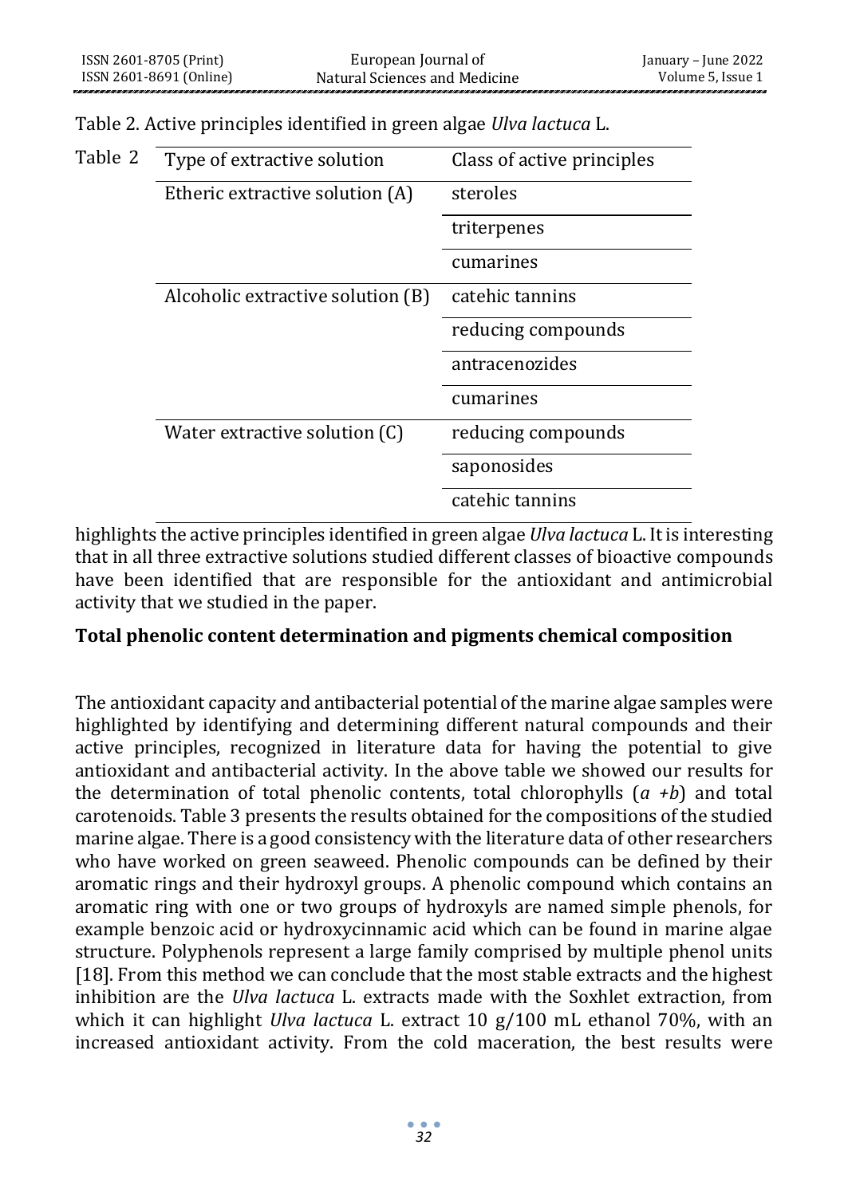Table 2. Active principles identified in green algae *Ulva lactuca* L.

| Type of extractive solution | Class of active principles |
|---|---|
| Etheric extractive solution (A) | steroles |
| | triterpenes |
| | cumarines |
| Alcoholic extractive solution (B) | catehic tannins |
| | reducing compounds |
| | antracenozides |
| | cumarines |
| Water extractive solution (C) | reducing compounds |
| | saponosides |
| | catehic tannins |

Table 2 highlights the active principles identified in green algae *Ulva lactuca* L. It is interesting that in all three extractive solutions studied different classes of bioactive compounds have been identified that are responsible for the antioxidant and antimicrobial activity that we studied in the paper.

**Total phenolic content determination and pigments chemical composition**

The antioxidant capacity and antibacterial potential of the marine algae samples were highlighted by identifying and determining different natural compounds and their active principles, recognized in literature data for having the potential to give antioxidant and antibacterial activity. In the above table we showed our results for the determination of total phenolic contents, total chlorophylls ($a + b$) and total carotenoids. Table 3 presents the results obtained for the compositions of the studied marine algae. There is a good consistency with the literature data of other researchers who have worked on green seaweed. Phenolic compounds can be defined by their aromatic rings and their hydroxyl groups. A phenolic compound which contains an aromatic ring with one or two groups of hydroxyls are named simple phenols, for example benzoic acid or hydroxycinnamic acid which can be found in marine algae structure. Polyphenols represent a large family comprised by multiple phenol units [18]. From this method we can conclude that the most stable extracts and the highest inhibition are the *Ulva lactuca* L. extracts made with the Soxhlet extraction, from which it can highlight *Ulva lactuca* L. extract 10 g/100 mL ethanol 70%, with an increased antioxidant activity. From the cold maceration, the best results were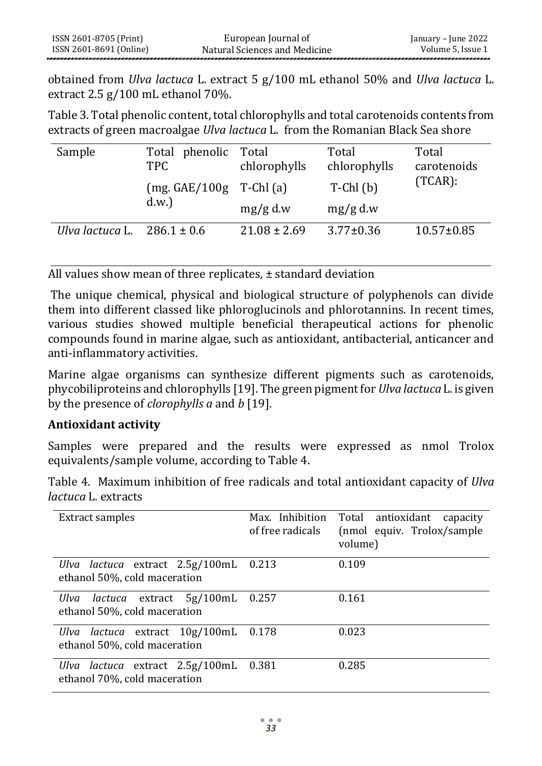obtained from *Ulva lactuca* L. extract 5 g/100 mL ethanol 50% and *Ulva lactuca* L. extract 2.5 g/100 mL ethanol 70%.

Table 3. Total phenolic content, total chlorophylls and total carotenoids contents from extracts of green macroalgae *Ulva lactuca* L. from the Romanian Black Sea shore

| Sample | Total phenolic TPC (mg. GAE/100g d.w.) | Total chlorophylls T-Chl (a) mg/g d.w | Total chlorophylls T-Chl (b) mg/g d.w | Total carotenoids (TCAR): |
|---|---|---|---|---|
| *Ulva lactuca* L. | 286.1 ± 0.6 | 21.08 ± 2.69 | 3.77±0.36 | 10.57±0.85 |

All values show mean of three replicates, ± standard deviation

The unique chemical, physical and biological structure of polyphenols can divide them into different classed like phloroglucinols and phlorotannins. In recent times, various studies showed multiple beneficial therapeutical actions for phenolic compounds found in marine algae, such as antioxidant, antibacterial, anticancer and anti-inflammatory activities.

Marine algae organisms can synthesize different pigments such as carotenoids, phycobiliproteins and chlorophylls [19]. The green pigment for *Ulva lactuca* L. is given by the presence of *clorophylls a* and *b* [19].

**Antioxidant activity**

Samples were prepared and the results were expressed as nmol Trolox equivalents/sample volume, according to Table 4.

Table 4. Maximum inhibition of free radicals and total antioxidant capacity of *Ulva lactuca* L. extracts

| Extract samples | Max. Inhibition of free radicals | Total antioxidant capacity (nmol equiv. Trolox/sample volume) |
|---|---|---|
| *Ulva lactuca* extract 2.5g/100mL ethanol 50%, cold maceration | 0.213 | 0.109 |
| *Ulva lactuca* extract 5g/100mL ethanol 50%, cold maceration | 0.257 | 0.161 |
| *Ulva lactuca* extract 10g/100mL ethanol 50%, cold maceration | 0.178 | 0.023 |
| *Ulva lactuca* extract 2.5g/100mL ethanol 70%, cold maceration | 0.381 | 0.285 |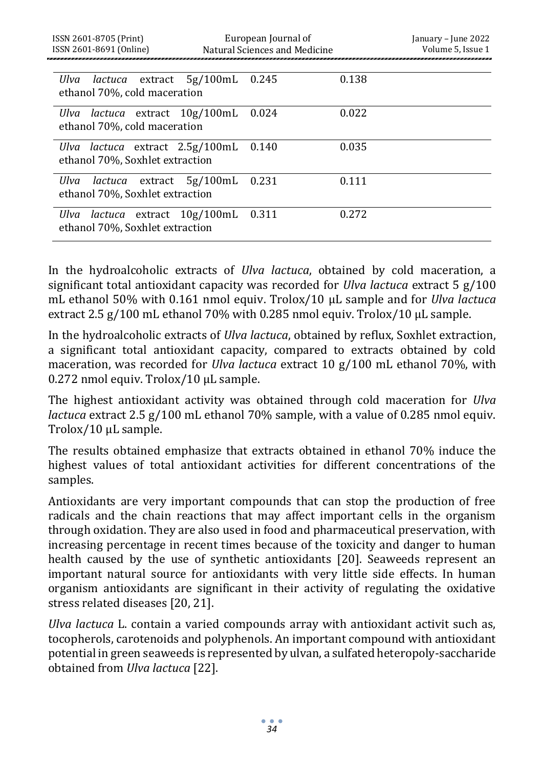| | | |
|---|---|---|
| *Ulva lactuca* extract 5g/100mL ethanol 70%, cold maceration | 0.245 | 0.138 |
| *Ulva lactuca* extract 10g/100mL ethanol 70%, cold maceration | 0.024 | 0.022 |
| *Ulva lactuca* extract 2.5g/100mL ethanol 70%, Soxhlet extraction | 0.140 | 0.035 |
| *Ulva lactuca* extract 5g/100mL ethanol 70%, Soxhlet extraction | 0.231 | 0.111 |
| *Ulva lactuca* extract 10g/100mL ethanol 70%, Soxhlet extraction | 0.311 | 0.272 |

In the hydroalcoholic extracts of *Ulva lactuca*, obtained by cold maceration, a significant total antioxidant capacity was recorded for *Ulva lactuca* extract 5 g/100 mL ethanol 50% with 0.161 nmol equiv. Trolox/10 μL sample and for *Ulva lactuca* extract 2.5 g/100 mL ethanol 70% with 0.285 nmol equiv. Trolox/10 μL sample.

In the hydroalcoholic extracts of *Ulva lactuca*, obtained by reflux, Soxhlet extraction, a significant total antioxidant capacity, compared to extracts obtained by cold maceration, was recorded for *Ulva lactuca* extract 10 g/100 mL ethanol 70%, with 0.272 nmol equiv. Trolox/10 μL sample.

The highest antioxidant activity was obtained through cold maceration for *Ulva lactuca* extract 2.5 g/100 mL ethanol 70% sample, with a value of 0.285 nmol equiv. Trolox/10 μL sample.

The results obtained emphasize that extracts obtained in ethanol 70% induce the highest values of total antioxidant activities for different concentrations of the samples.

Antioxidants are very important compounds that can stop the production of free radicals and the chain reactions that may affect important cells in the organism through oxidation. They are also used in food and pharmaceutical preservation, with increasing percentage in recent times because of the toxicity and danger to human health caused by the use of synthetic antioxidants [20]. Seaweeds represent an important natural source for antioxidants with very little side effects. In human organism antioxidants are significant in their activity of regulating the oxidative stress related diseases [20, 21].

*Ulva lactuca* L. contain a varied compounds array with antioxidant activit such as, tocopherols, carotenoids and polyphenols. An important compound with antioxidant potential in green seaweeds is represented by ulvan, a sulfated heteropoly-saccharide obtained from *Ulva lactuca* [22].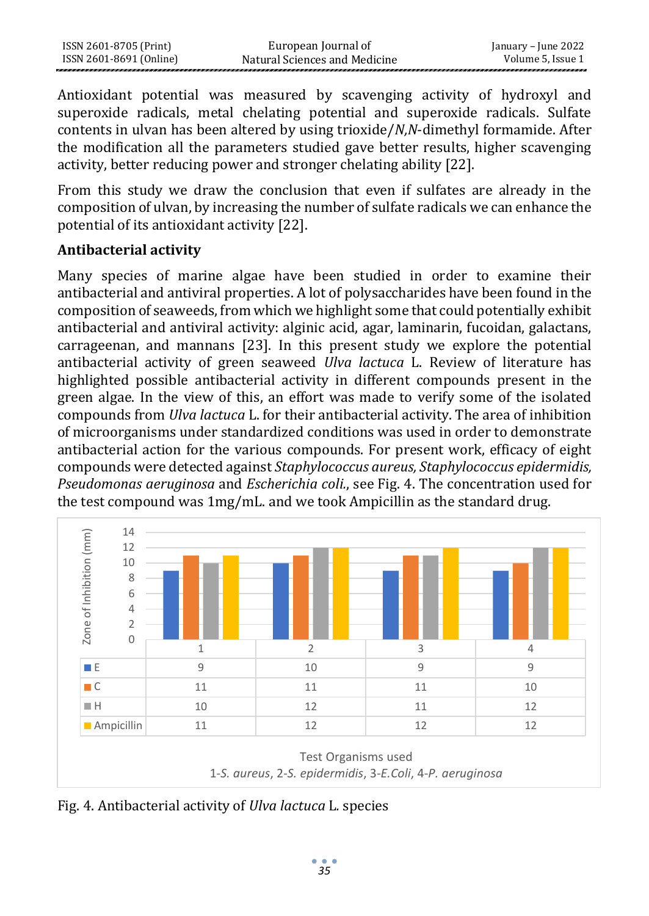Antioxidant potential was measured by scavenging activity of hydroxyl and superoxide radicals, metal chelating potential and superoxide radicals. Sulfate contents in ulvan has been altered by using trioxide/*N,N*-dimethyl formamide. After the modification all the parameters studied gave better results, higher scavenging activity, better reducing power and stronger chelating ability [22].

From this study we draw the conclusion that even if sulfates are already in the composition of ulvan, by increasing the number of sulfate radicals we can enhance the potential of its antioxidant activity [22].

**Antibacterial activity**

Many species of marine algae have been studied in order to examine their antibacterial and antiviral properties. A lot of polysaccharides have been found in the composition of seaweeds, from which we highlight some that could potentially exhibit antibacterial and antiviral activity: alginic acid, agar, laminarin, fucoidan, galactans, carrageenan, and mannans [23]. In this present study we explore the potential antibacterial activity of green seaweed *Ulva lactuca* L. Review of literature has highlighted possible antibacterial activity in different compounds present in the green algae. In the view of this, an effort was made to verify some of the isolated compounds from *Ulva lactuca* L. for their antibacterial activity. The area of inhibition of microorganisms under standardized conditions was used in order to demonstrate antibacterial action for the various compounds. For present work, efficacy of eight compounds were detected against *Staphylococcus aureus, Staphylococcus epidermidis, Pseudomonas aeruginosa* and *Escherichia coli.*, see Fig. 4. The concentration used for the test compound was 1mg/mL. and we took Ampicillin as the standard drug.

| Zone of Inhibition (mm) | 1 | 2 | 3 | 4 |
|---|---|---|---|---|
| E | 9 | 10 | 9 | 9 |
| C | 11 | 11 | 11 | 10 |
| H | 10 | 12 | 11 | 12 |
| Ampicillin | 11 | 12 | 12 | 12 |

Test Organisms used
1-*S. aureus*, 2-*S. epidermidis*, 3-*E.Coli*, 4-*P. aeruginosa*

Fig. 4. Antibacterial activity of *Ulva lactuca* L. species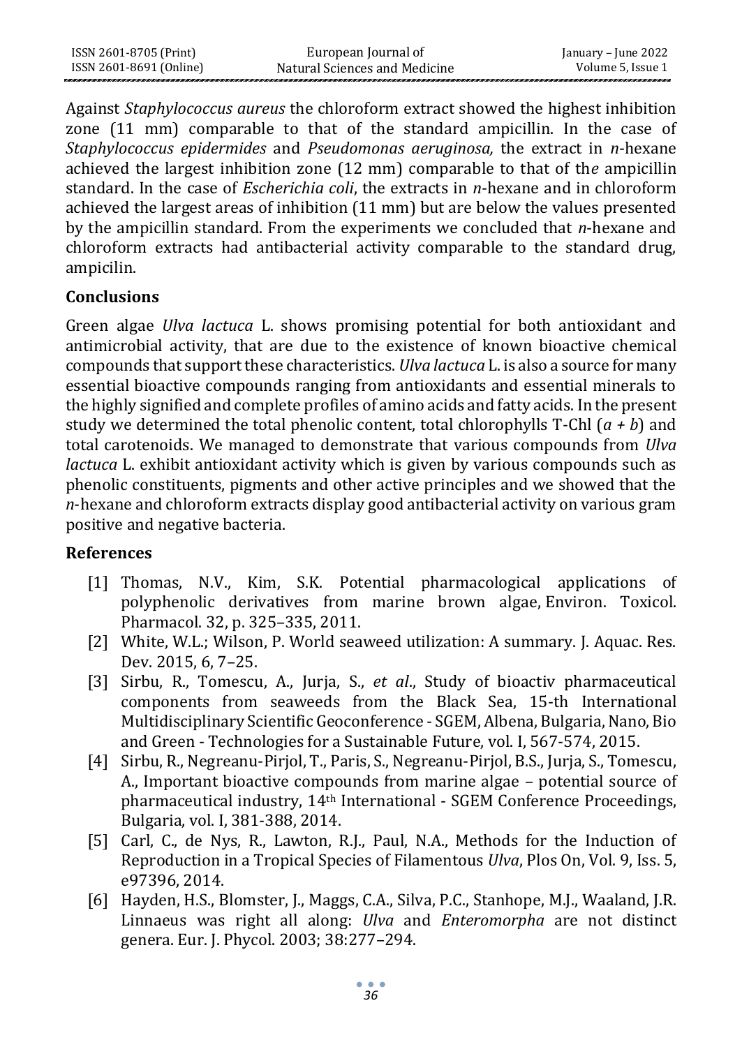Against *Staphylococcus aureus* the chloroform extract showed the highest inhibition zone (11 mm) comparable to that of the standard ampicillin. In the case of *Staphylococcus epidermides* and *Pseudomonas aeruginosa,* the extract in *n*-hexane achieved the largest inhibition zone (12 mm) comparable to that of th*e* ampicillin standard. In the case of *Escherichia coli*, the extracts in *n*-hexane and in chloroform achieved the largest areas of inhibition (11 mm) but are below the values presented by the ampicillin standard. From the experiments we concluded that *n*-hexane and chloroform extracts had antibacterial activity comparable to the standard drug, ampicilin.

## Conclusions

Green algae *Ulva lactuca* L. shows promising potential for both antioxidant and antimicrobial activity, that are due to the existence of known bioactive chemical compounds that support these characteristics. *Ulva lactuca* L. is also a source for many essential bioactive compounds ranging from antioxidants and essential minerals to the highly signified and complete profiles of amino acids and fatty acids. In the present study we determined the total phenolic content, total chlorophylls T-Chl (*a + b*) and total carotenoids. We managed to demonstrate that various compounds from *Ulva lactuca* L. exhibit antioxidant activity which is given by various compounds such as phenolic constituents, pigments and other active principles and we showed that the *n*-hexane and chloroform extracts display good antibacterial activity on various gram positive and negative bacteria.

## References

[1] Thomas, N.V., Kim, S.K. Potential pharmacological applications of polyphenolic derivatives from marine brown algae, Environ. Toxicol. Pharmacol. 32, p. 325–335, 2011.

[2] White, W.L.; Wilson, P. World seaweed utilization: A summary. J. Aquac. Res. Dev. 2015, 6, 7–25.

[3] Sirbu, R., Tomescu, A., Jurja, S., *et al*., Study of bioactiv pharmaceutical components from seaweeds from the Black Sea, 15-th International Multidisciplinary Scientific Geoconference - SGEM, Albena, Bulgaria, Nano, Bio and Green - Technologies for a Sustainable Future, vol. I, 567-574, 2015.

[4] Sirbu, R., Negreanu-Pirjol, T., Paris, S., Negreanu-Pirjol, B.S., Jurja, S., Tomescu, A., Important bioactive compounds from marine algae – potential source of pharmaceutical industry, 14th International - SGEM Conference Proceedings, Bulgaria, vol. I, 381-388, 2014.

[5] Carl, C., de Nys, R., Lawton, R.J., Paul, N.A., Methods for the Induction of Reproduction in a Tropical Species of Filamentous *Ulva*, Plos On, Vol. 9, Iss. 5, e97396, 2014.

[6] Hayden, H.S., Blomster, J., Maggs, C.A., Silva, P.C., Stanhope, M.J., Waaland, J.R. Linnaeus was right all along: *Ulva* and *Enteromorpha* are not distinct genera. Eur. J. Phycol. 2003; 38:277–294.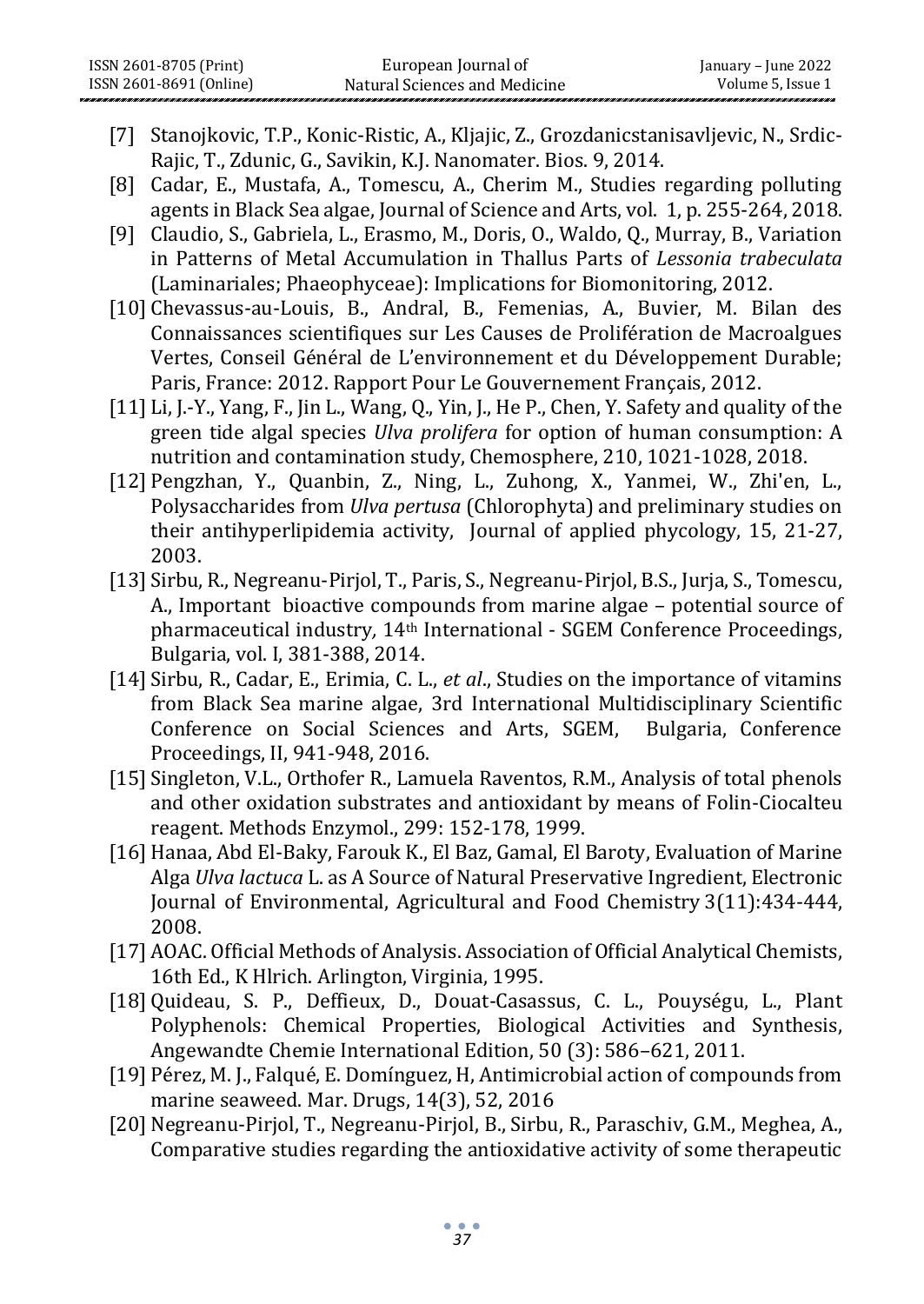[7] Stanojkovic, T.P., Konic-Ristic, A., Kljajic, Z., Grozdanicstanisavljevic, N., Srdic-Rajic, T., Zdunic, G., Savikin, K.J. Nanomater. Bios. 9, 2014.

[8] Cadar, E., Mustafa, A., Tomescu, A., Cherim M., Studies regarding polluting agents in Black Sea algae, Journal of Science and Arts, vol. 1, p. 255-264, 2018.

[9] Claudio, S., Gabriela, L., Erasmo, M., Doris, O., Waldo, Q., Murray, B., Variation in Patterns of Metal Accumulation in Thallus Parts of *Lessonia trabeculata* (Laminariales; Phaeophyceae): Implications for Biomonitoring, 2012.

[10] Chevassus-au-Louis, B., Andral, B., Femenias, A., Buvier, M. Bilan des Connaissances scientifiques sur Les Causes de Prolifération de Macroalgues Vertes, Conseil Général de L'environnement et du Développement Durable; Paris, France: 2012. Rapport Pour Le Gouvernement Français, 2012.

[11] Li, J.-Y., Yang, F., Jin L., Wang, Q., Yin, J., He P., Chen, Y. Safety and quality of the green tide algal species *Ulva prolifera* for option of human consumption: A nutrition and contamination study, Chemosphere, 210, 1021-1028, 2018.

[12] Pengzhan, Y., Quanbin, Z., Ning, L., Zuhong, X., Yanmei, W., Zhi'en, L., Polysaccharides from *Ulva pertusa* (Chlorophyta) and preliminary studies on their antihyperlipidemia activity, Journal of applied phycology, 15, 21-27, 2003.

[13] Sirbu, R., Negreanu-Pirjol, T., Paris, S., Negreanu-Pirjol, B.S., Jurja, S., Tomescu, A., Important bioactive compounds from marine algae – potential source of pharmaceutical industry, 14th International - SGEM Conference Proceedings, Bulgaria, vol. I, 381-388, 2014.

[14] Sirbu, R., Cadar, E., Erimia, C. L., *et al*., Studies on the importance of vitamins from Black Sea marine algae, 3rd International Multidisciplinary Scientific Conference on Social Sciences and Arts, SGEM, Bulgaria, Conference Proceedings, II, 941-948, 2016.

[15] Singleton, V.L., Orthofer R., Lamuela Raventos, R.M., Analysis of total phenols and other oxidation substrates and antioxidant by means of Folin-Ciocalteu reagent. Methods Enzymol., 299: 152-178, 1999.

[16] Hanaa, Abd El-Baky, Farouk K., El Baz, Gamal, El Baroty, Evaluation of Marine Alga *Ulva lactuca* L. as A Source of Natural Preservative Ingredient, Electronic Journal of Environmental, Agricultural and Food Chemistry 3(11):434-444, 2008.

[17] AOAC. Official Methods of Analysis. Association of Official Analytical Chemists, 16th Ed., K Hlrich. Arlington, Virginia, 1995.

[18] Quideau, S. P., Deffieux, D., Douat-Casassus, C. L., Pouységu, L., Plant Polyphenols: Chemical Properties, Biological Activities and Synthesis, Angewandte Chemie International Edition, 50 (3): 586–621, 2011.

[19] Pérez, M. J., Falqué, E. Domínguez, H, Antimicrobial action of compounds from marine seaweed. Mar. Drugs, 14(3), 52, 2016

[20] Negreanu-Pirjol, T., Negreanu-Pirjol, B., Sirbu, R., Paraschiv, G.M., Meghea, A., Comparative studies regarding the antioxidative activity of some therapeutic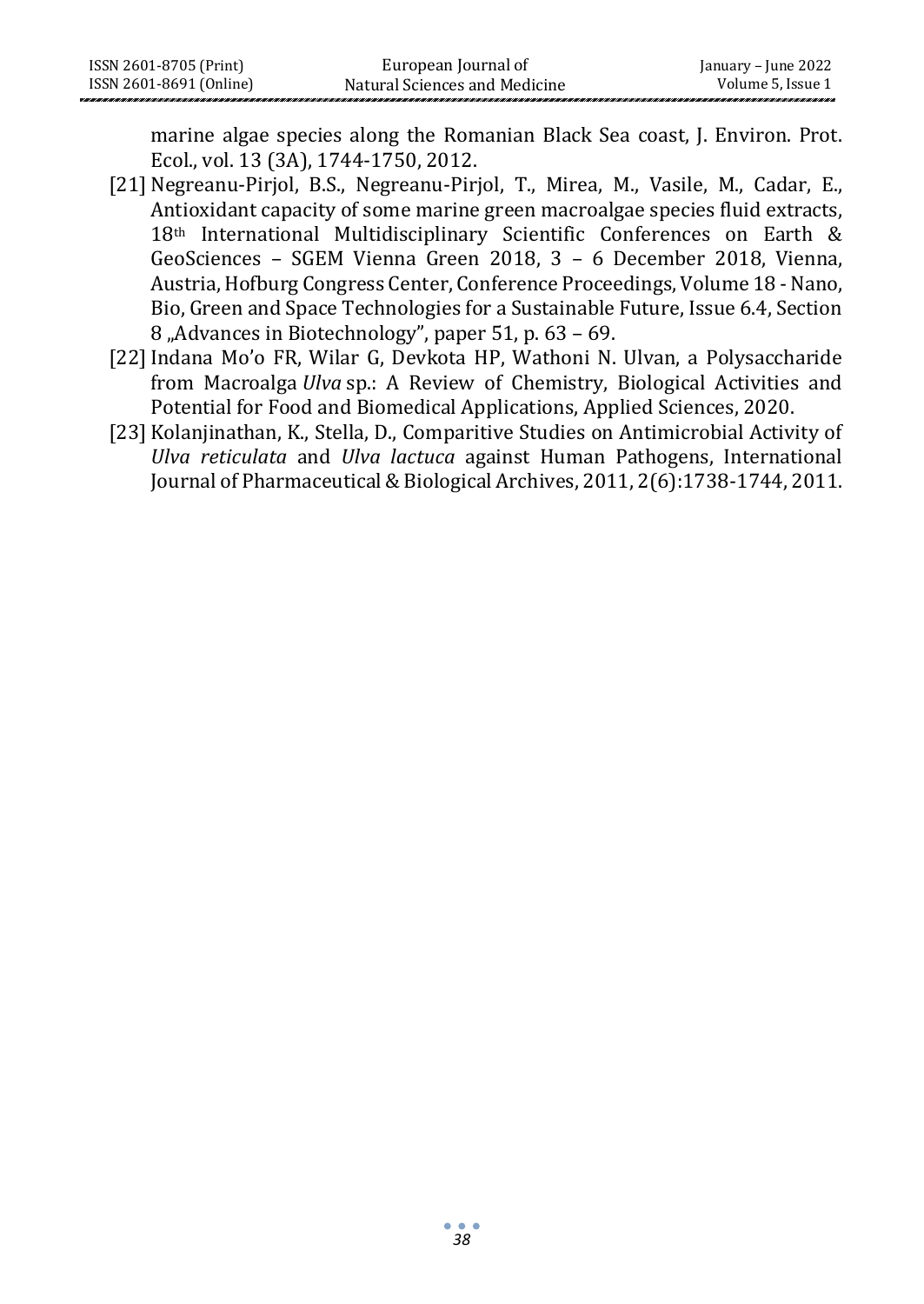marine algae species along the Romanian Black Sea coast, J. Environ. Prot. Ecol., vol. 13 (3A), 1744-1750, 2012.

[21] Negreanu-Pirjol, B.S., Negreanu-Pirjol, T., Mirea, M., Vasile, M., Cadar, E., Antioxidant capacity of some marine green macroalgae species fluid extracts, 18th International Multidisciplinary Scientific Conferences on Earth & GeoSciences – SGEM Vienna Green 2018, 3 – 6 December 2018, Vienna, Austria, Hofburg Congress Center, Conference Proceedings, Volume 18 - Nano, Bio, Green and Space Technologies for a Sustainable Future, Issue 6.4, Section 8 „Advances in Biotechnology", paper 51, p. 63 – 69.

[22] Indana Mo'o FR, Wilar G, Devkota HP, Wathoni N. Ulvan, a Polysaccharide from Macroalga *Ulva* sp.: A Review of Chemistry, Biological Activities and Potential for Food and Biomedical Applications, Applied Sciences, 2020.

[23] Kolanjinathan, K., Stella, D., Comparitive Studies on Antimicrobial Activity of *Ulva reticulata* and *Ulva lactuca* against Human Pathogens, International Journal of Pharmaceutical & Biological Archives, 2011, 2(6):1738-1744, 2011.